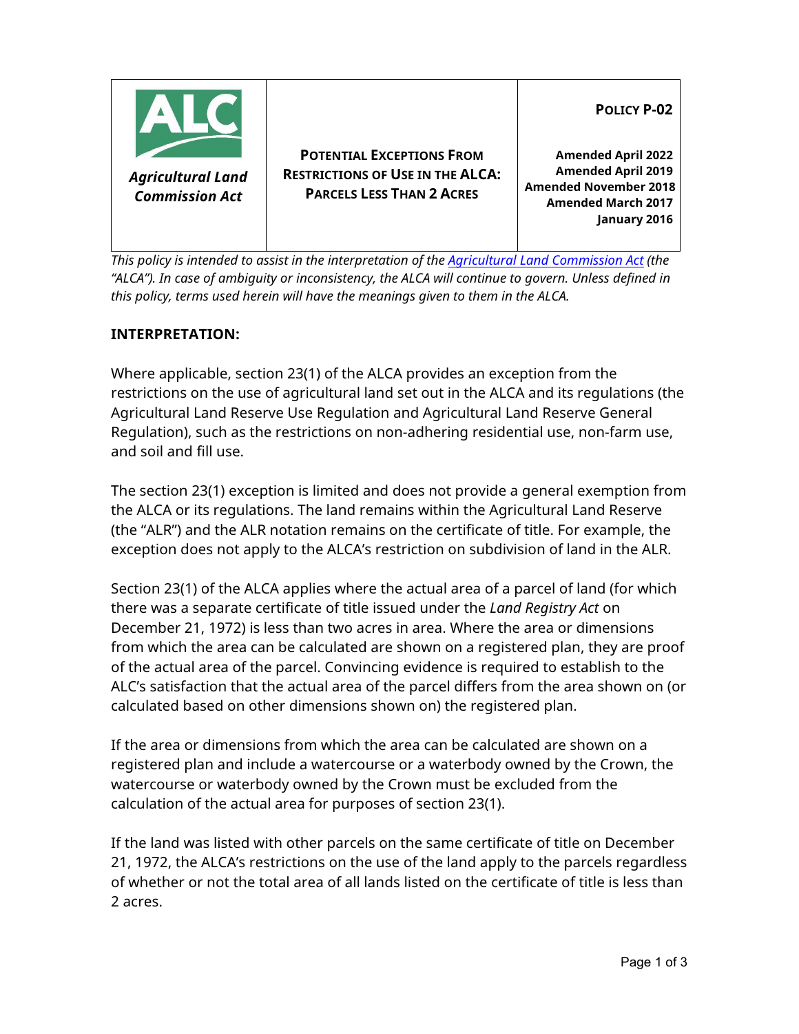| Agricultural Land Commission Act | POTENTIAL EXCEPTIONS FROM RESTRICTIONS OF USE IN THE ALCA: PARCELS LESS THAN 2 ACRES | POLICY P-02<br><br>Amended April 2022<br>Amended April 2019<br>Amended November 2018<br>Amended March 2017<br>January 2016 |
|---|---|---|

*This policy is intended to assist in the interpretation of the Agricultural Land Commission Act (the "ALCA"). In case of ambiguity or inconsistency, the ALCA will continue to govern. Unless defined in this policy, terms used herein will have the meanings given to them in the ALCA.*

## INTERPRETATION:

Where applicable, section 23(1) of the ALCA provides an exception from the restrictions on the use of agricultural land set out in the ALCA and its regulations (the Agricultural Land Reserve Use Regulation and Agricultural Land Reserve General Regulation), such as the restrictions on non-adhering residential use, non-farm use, and soil and fill use.

The section 23(1) exception is limited and does not provide a general exemption from the ALCA or its regulations. The land remains within the Agricultural Land Reserve (the "ALR") and the ALR notation remains on the certificate of title. For example, the exception does not apply to the ALCA's restriction on subdivision of land in the ALR.

Section 23(1) of the ALCA applies where the actual area of a parcel of land (for which there was a separate certificate of title issued under the *Land Registry Act* on December 21, 1972) is less than two acres in area. Where the area or dimensions from which the area can be calculated are shown on a registered plan, they are proof of the actual area of the parcel. Convincing evidence is required to establish to the ALC's satisfaction that the actual area of the parcel differs from the area shown on (or calculated based on other dimensions shown on) the registered plan.

If the area or dimensions from which the area can be calculated are shown on a registered plan and include a watercourse or a waterbody owned by the Crown, the watercourse or waterbody owned by the Crown must be excluded from the calculation of the actual area for purposes of section 23(1).

If the land was listed with other parcels on the same certificate of title on December 21, 1972, the ALCA's restrictions on the use of the land apply to the parcels regardless of whether or not the total area of all lands listed on the certificate of title is less than 2 acres.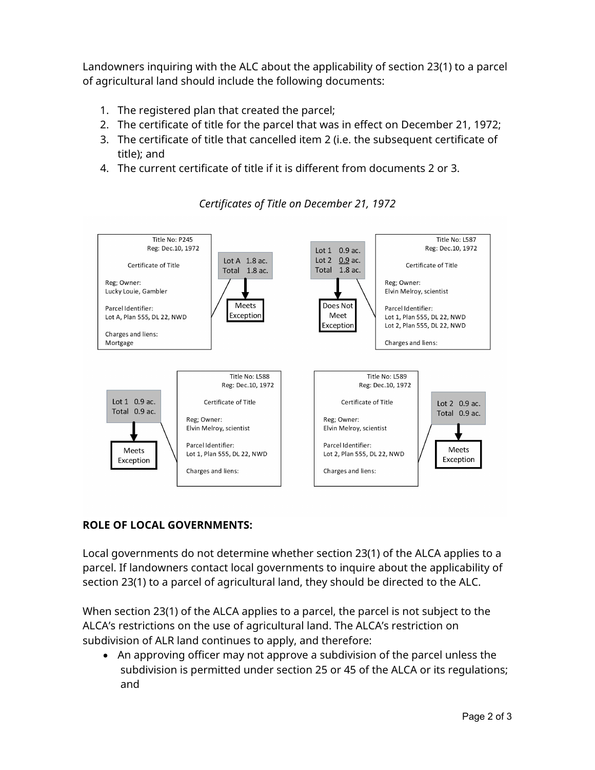Landowners inquiring with the ALC about the applicability of section 23(1) to a parcel of agricultural land should include the following documents:

1. The registered plan that created the parcel;
2. The certificate of title for the parcel that was in effect on December 21, 1972;
3. The certificate of title that cancelled item 2 (i.e. the subsequent certificate of title); and
4. The current certificate of title if it is different from documents 2 or 3.

*Certificates of Title on December 21, 1972*

Title No: P245
Reg: Dec.10, 1972

Certificate of Title

Reg; Owner:
Lucky Louie, Gambler

Parcel Identifier:
Lot A, Plan 555, DL 22, NWD

Charges and liens:
Mortgage

Lot A 1.8 ac.
Total 1.8 ac.

**Meets Exception**

Title No: L587
Reg: Dec.10, 1972

Certificate of Title

Reg; Owner:
Elvin Melroy, scientist

Parcel Identifier:
Lot 1, Plan 555, DL 22, NWD
Lot 2, Plan 555, DL 22, NWD

Charges and liens:

Lot 1 0.9 ac.
Lot 2 0.9 ac.
Total 1.8 ac.

**Does Not Meet Exception**

Title No: L588
Reg: Dec.10, 1972

Certificate of Title

Reg; Owner:
Elvin Melroy, scientist

Parcel Identifier:
Lot 1, Plan 555, DL 22, NWD

Charges and liens:

Lot 1 0.9 ac.
Total 0.9 ac.

**Meets Exception**

Title No: L589
Reg: Dec.10, 1972

Certificate of Title

Reg; Owner:
Elvin Melroy, scientist

Parcel Identifier:
Lot 2, Plan 555, DL 22, NWD

Charges and liens:

Lot 2 0.9 ac.
Total 0.9 ac.

**Meets Exception**

**ROLE OF LOCAL GOVERNMENTS:**

Local governments do not determine whether section 23(1) of the ALCA applies to a parcel. If landowners contact local governments to inquire about the applicability of section 23(1) to a parcel of agricultural land, they should be directed to the ALC.

When section 23(1) of the ALCA applies to a parcel, the parcel is not subject to the ALCA's restrictions on the use of agricultural land. The ALCA's restriction on subdivision of ALR land continues to apply, and therefore:

- An approving officer may not approve a subdivision of the parcel unless the subdivision is permitted under section 25 or 45 of the ALCA or its regulations; and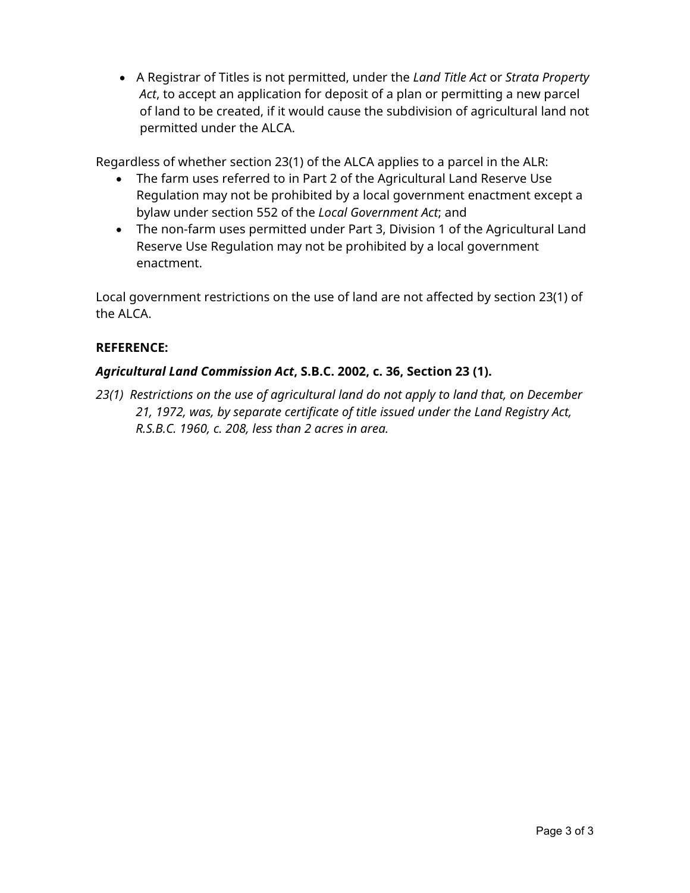- A Registrar of Titles is not permitted, under the *Land Title Act* or *Strata Property Act*, to accept an application for deposit of a plan or permitting a new parcel of land to be created, if it would cause the subdivision of agricultural land not permitted under the ALCA.

Regardless of whether section 23(1) of the ALCA applies to a parcel in the ALR:

- The farm uses referred to in Part 2 of the Agricultural Land Reserve Use Regulation may not be prohibited by a local government enactment except a bylaw under section 552 of the *Local Government Act*; and
- The non-farm uses permitted under Part 3, Division 1 of the Agricultural Land Reserve Use Regulation may not be prohibited by a local government enactment.

Local government restrictions on the use of land are not affected by section 23(1) of the ALCA.

**REFERENCE:**

***Agricultural Land Commission Act*, S.B.C. 2002, c. 36, Section 23 (1).**

*23(1) Restrictions on the use of agricultural land do not apply to land that, on December 21, 1972, was, by separate certificate of title issued under the Land Registry Act, R.S.B.C. 1960, c. 208, less than 2 acres in area.*